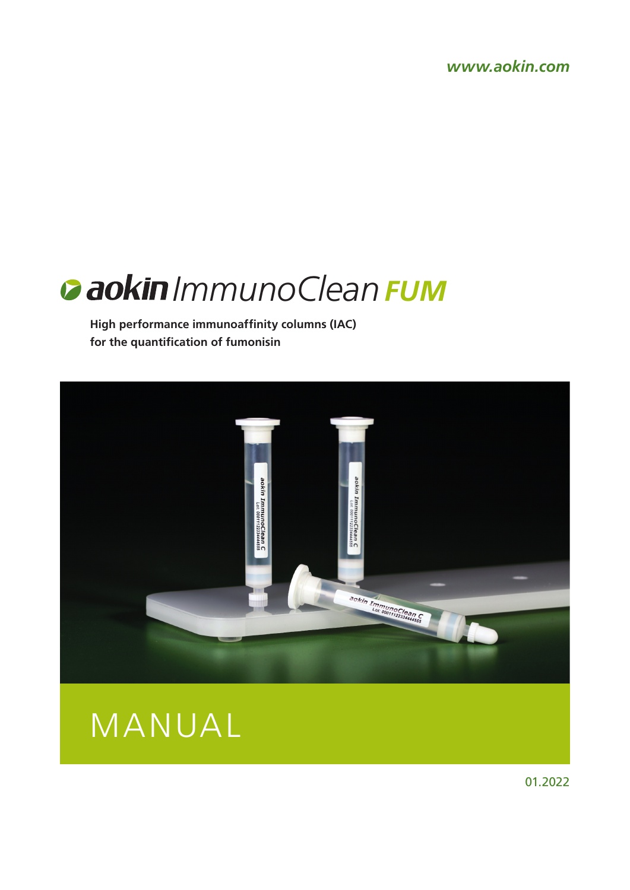www.aokin.com

# aokin ImmunoClean FUM

**High performance immunoaffinity columns (IAC)**
**for the quantification of fumonisin**

# MANUAL

01.2022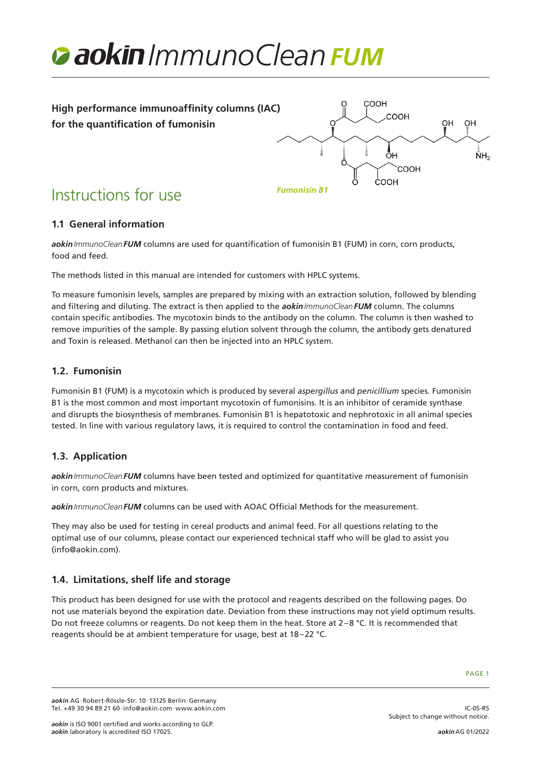# aokin ImmunoClean FUM

**High performance immunoaffinity columns (IAC) for the quantification of fumonisin**

*Fumonisin B1*

## Instructions for use

### 1.1 General information

***aokin*** *ImmunoClean* ***FUM*** columns are used for quantification of fumonisin B1 (FUM) in corn, corn products, food and feed.

The methods listed in this manual are intended for customers with HPLC systems.

To measure fumonisin levels, samples are prepared by mixing with an extraction solution, followed by blending and filtering and diluting. The extract is then applied to the ***aokin*** *ImmunoClean* ***FUM*** column. The columns contain specific antibodies. The mycotoxin binds to the antibody on the column. The column is then washed to remove impurities of the sample. By passing elution solvent through the column, the antibody gets denatured and Toxin is released. Methanol can then be injected into an HPLC system.

### 1.2. Fumonisin

Fumonisin B1 (FUM) is a mycotoxin which is produced by several *aspergillus* and *penicillium* species. Fumonisin B1 is the most common and most important mycotoxin of fumonisins. It is an inhibitor of ceramide synthase and disrupts the biosynthesis of membranes. Fumonisin B1 is hepatotoxic and nephrotoxic in all animal species tested. In line with various regulatory laws, it is required to control the contamination in food and feed.

### 1.3. Application

***aokin*** *ImmunoClean* ***FUM*** columns have been tested and optimized for quantitative measurement of fumonisin in corn, corn products and mixtures.

***aokin*** *ImmunoClean* ***FUM*** columns can be used with AOAC Official Methods for the measurement.

They may also be used for testing in cereal products and animal feed. For all questions relating to the optimal use of our columns, please contact our experienced technical staff who will be glad to assist you (info@aokin.com).

### 1.4. Limitations, shelf life and storage

This product has been designed for use with the protocol and reagents described on the following pages. Do not use materials beyond the expiration date. Deviation from these instructions may not yield optimum results. Do not freeze columns or reagents. Do not keep them in the heat. Store at 2–8 °C. It is recommended that reagents should be at ambient temperature for usage, best at 18–22 °C.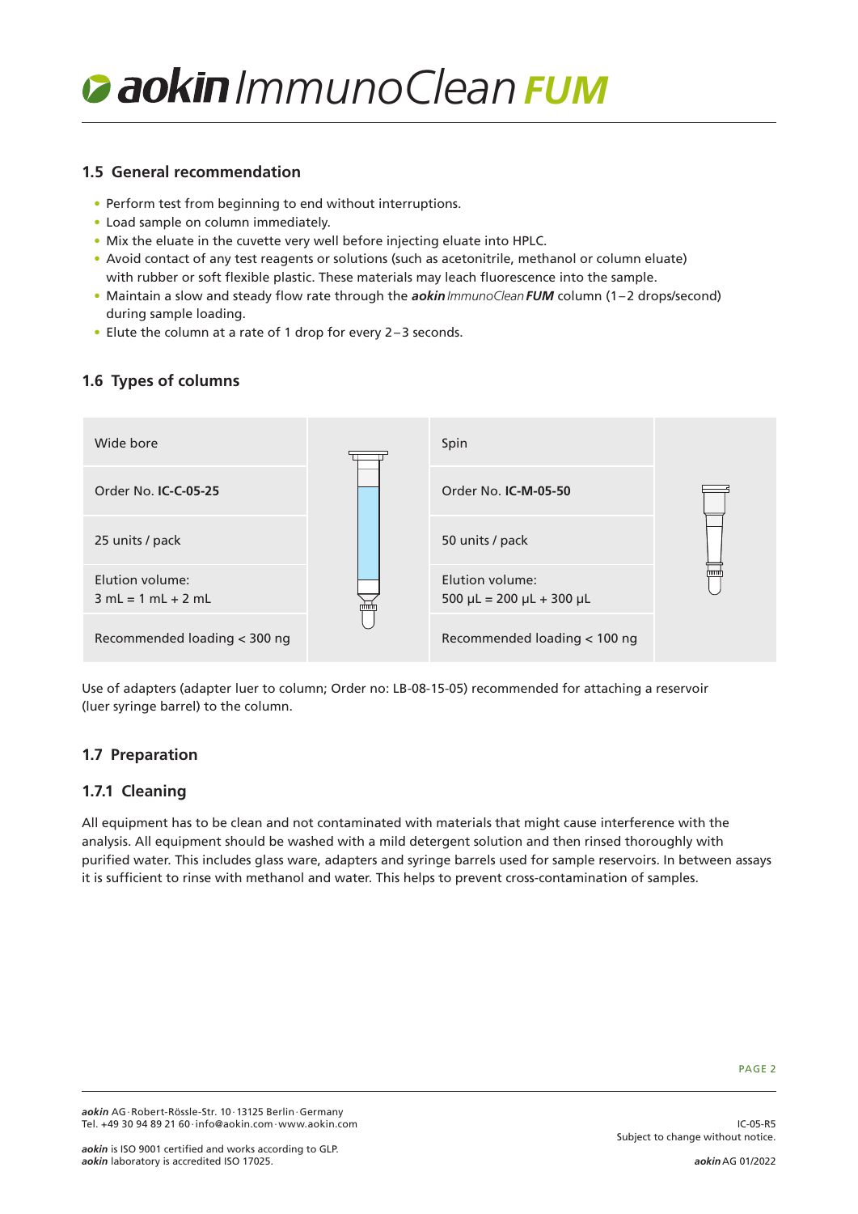## 1.5 General recommendation

- Perform test from beginning to end without interruptions.
- Load sample on column immediately.
- Mix the eluate in the cuvette very well before injecting eluate into HPLC.
- Avoid contact of any test reagents or solutions (such as acetonitrile, methanol or column eluate) with rubber or soft flexible plastic. These materials may leach fluorescence into the sample.
- Maintain a slow and steady flow rate through the ***aokin*** *ImmunoClean* ***FUM*** column (1 – 2 drops/second) during sample loading.
- Elute the column at a rate of 1 drop for every 2 – 3 seconds.

## 1.6 Types of columns

| Wide bore | Spin |
|---|---|
| Order No. **IC-C-05-25** | Order No. **IC-M-05-50** |
| 25 units / pack | 50 units / pack |
| Elution volume: 3 mL = 1 mL + 2 mL | Elution volume: 500 µL = 200 µL + 300 µL |
| Recommended loading < 300 ng | Recommended loading < 100 ng |

Use of adapters (adapter luer to column; Order no: LB-08-15-05) recommended for attaching a reservoir (luer syringe barrel) to the column.

## 1.7 Preparation

### 1.7.1 Cleaning

All equipment has to be clean and not contaminated with materials that might cause interference with the analysis. All equipment should be washed with a mild detergent solution and then rinsed thoroughly with purified water. This includes glass ware, adapters and syringe barrels used for sample reservoirs. In between assays it is sufficient to rinse with methanol and water. This helps to prevent cross-contamination of samples.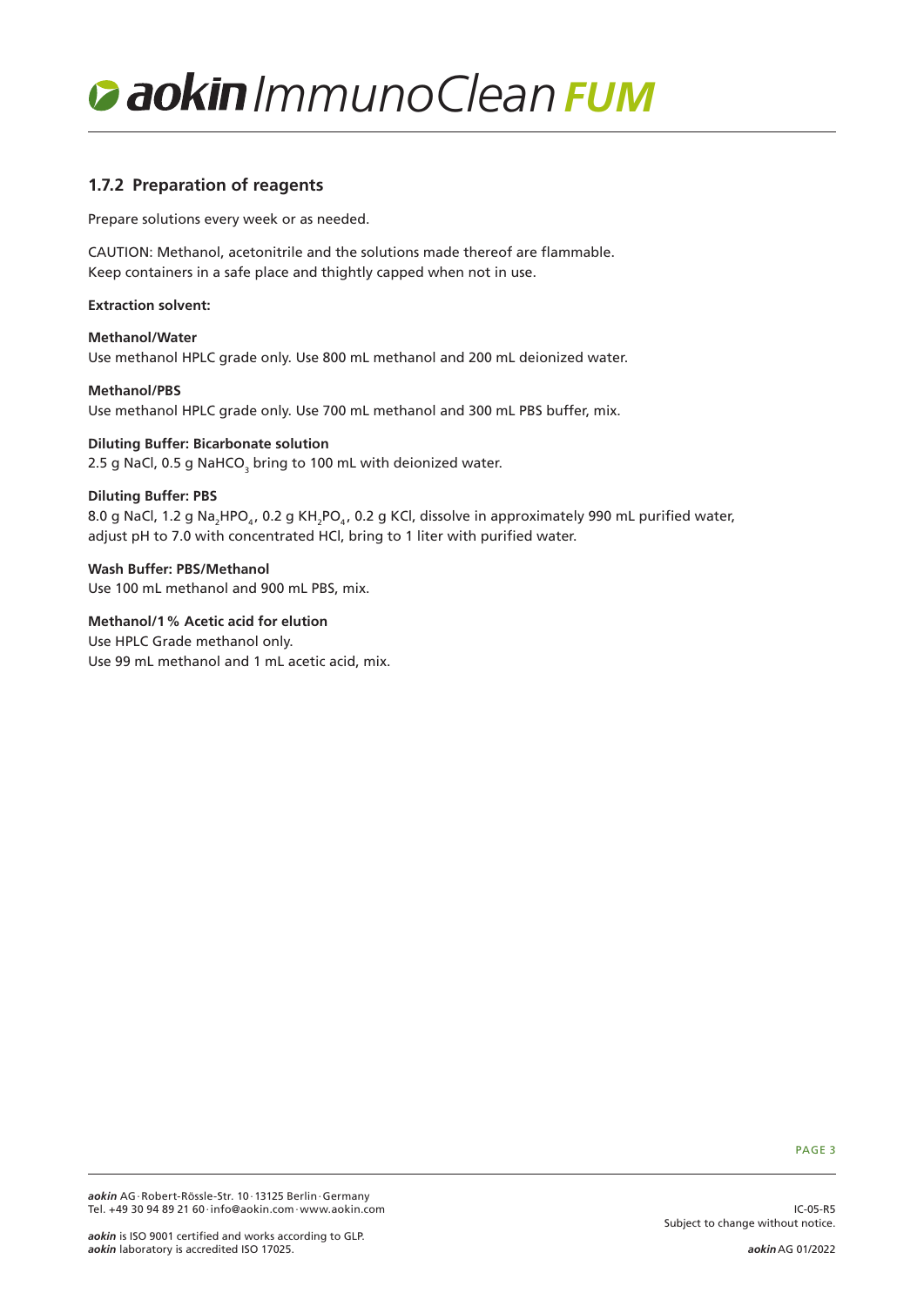### 1.7.2 Preparation of reagents

Prepare solutions every week or as needed.

CAUTION: Methanol, acetonitrile and the solutions made thereof are flammable.
Keep containers in a safe place and thightly capped when not in use.

**Extraction solvent:**

**Methanol/Water**
Use methanol HPLC grade only. Use 800 mL methanol and 200 mL deionized water.

**Methanol/PBS**
Use methanol HPLC grade only. Use 700 mL methanol and 300 mL PBS buffer, mix.

**Diluting Buffer: Bicarbonate solution**
2.5 g NaCl, 0.5 g $NaHCO_3$ bring to 100 mL with deionized water.

**Diluting Buffer: PBS**
8.0 g NaCl, 1.2 g $Na_2HPO_4$, 0.2 g $KH_2PO_4$, 0.2 g KCl, dissolve in approximately 990 mL purified water, adjust pH to 7.0 with concentrated HCl, bring to 1 liter with purified water.

**Wash Buffer: PBS/Methanol**
Use 100 mL methanol and 900 mL PBS, mix.

**Methanol/1 % Acetic acid for elution**
Use HPLC Grade methanol only.
Use 99 mL methanol and 1 mL acetic acid, mix.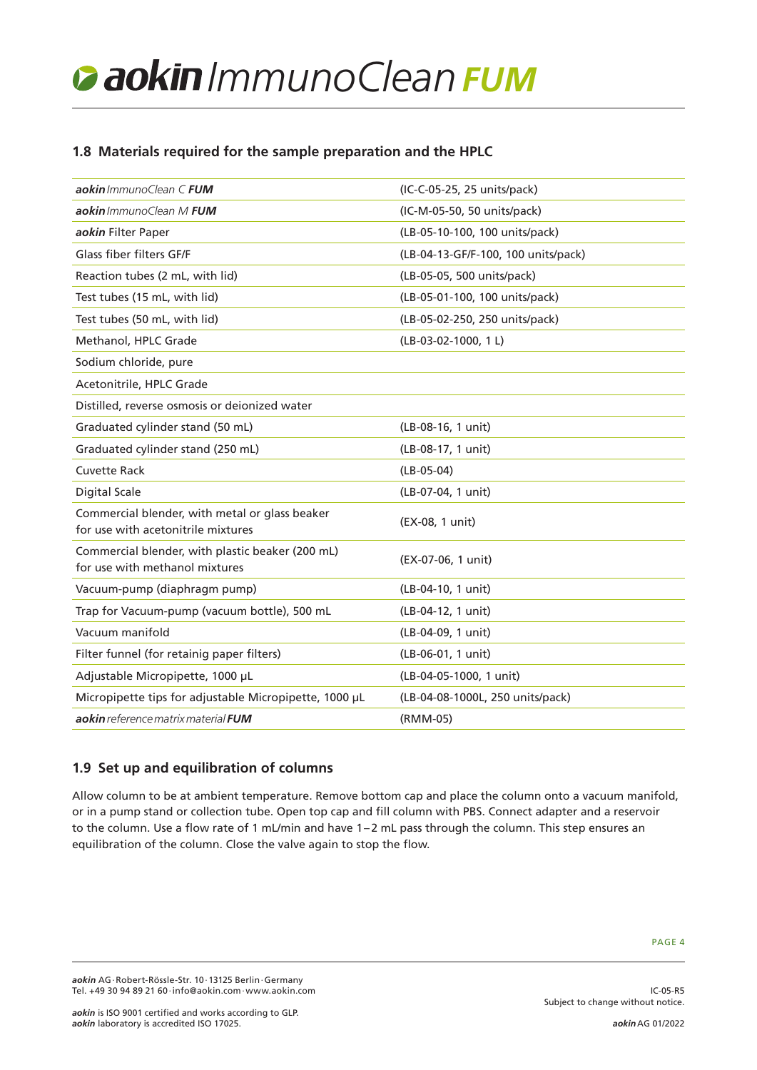## 1.8 Materials required for the sample preparation and the HPLC

| | |
|---|---|
| ***aokin*** *ImmunoClean C* ***FUM*** | (IC-C-05-25, 25 units/pack) |
| ***aokin*** *ImmunoClean M* ***FUM*** | (IC-M-05-50, 50 units/pack) |
| ***aokin*** Filter Paper | (LB-05-10-100, 100 units/pack) |
| Glass fiber filters GF/F | (LB-04-13-GF/F-100, 100 units/pack) |
| Reaction tubes (2 mL, with lid) | (LB-05-05, 500 units/pack) |
| Test tubes (15 mL, with lid) | (LB-05-01-100, 100 units/pack) |
| Test tubes (50 mL, with lid) | (LB-05-02-250, 250 units/pack) |
| Methanol, HPLC Grade | (LB-03-02-1000, 1 L) |
| Sodium chloride, pure | |
| Acetonitrile, HPLC Grade | |
| Distilled, reverse osmosis or deionized water | |
| Graduated cylinder stand (50 mL) | (LB-08-16, 1 unit) |
| Graduated cylinder stand (250 mL) | (LB-08-17, 1 unit) |
| Cuvette Rack | (LB-05-04) |
| Digital Scale | (LB-07-04, 1 unit) |
| Commercial blender, with metal or glass beaker for use with acetonitrile mixtures | (EX-08, 1 unit) |
| Commercial blender, with plastic beaker (200 mL) for use with methanol mixtures | (EX-07-06, 1 unit) |
| Vacuum-pump (diaphragm pump) | (LB-04-10, 1 unit) |
| Trap for Vacuum-pump (vacuum bottle), 500 mL | (LB-04-12, 1 unit) |
| Vacuum manifold | (LB-04-09, 1 unit) |
| Filter funnel (for retainig paper filters) | (LB-06-01, 1 unit) |
| Adjustable Micropipette, 1000 µL | (LB-04-05-1000, 1 unit) |
| Micropipette tips for adjustable Micropipette, 1000 µL | (LB-04-08-1000L, 250 units/pack) |
| ***aokin*** *reference matrix material* ***FUM*** | (RMM-05) |

## 1.9 Set up and equilibration of columns

Allow column to be at ambient temperature. Remove bottom cap and place the column onto a vacuum manifold, or in a pump stand or collection tube. Open top cap and fill column with PBS. Connect adapter and a reservoir to the column. Use a flow rate of 1 mL/min and have 1–2 mL pass through the column. This step ensures an equilibration of the column. Close the valve again to stop the flow.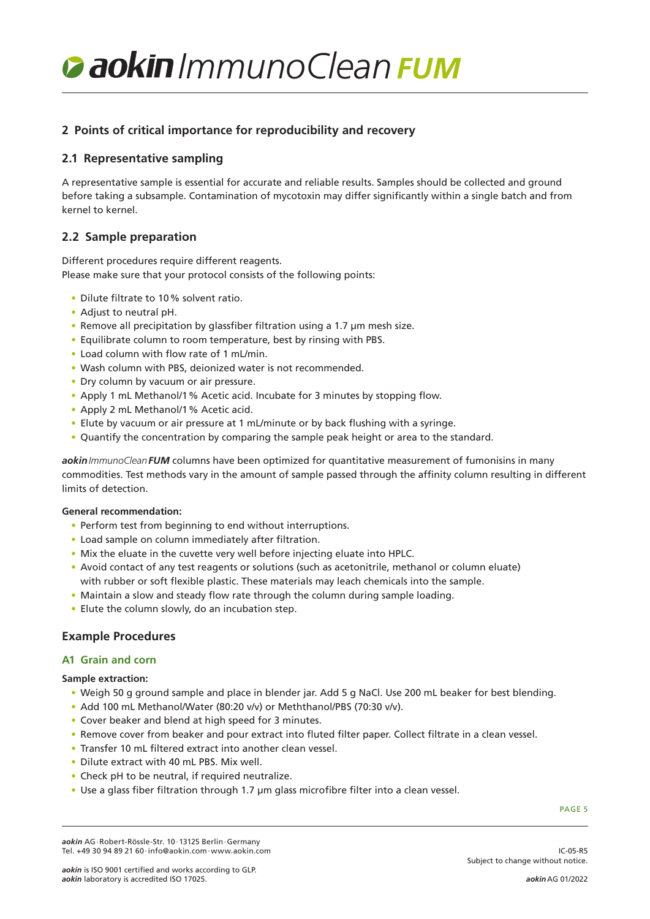## 2 Points of critical importance for reproducibility and recovery

### 2.1 Representative sampling

A representative sample is essential for accurate and reliable results. Samples should be collected and ground before taking a subsample. Contamination of mycotoxin may differ significantly within a single batch and from kernel to kernel.

### 2.2 Sample preparation

Different procedures require different reagents.
Please make sure that your protocol consists of the following points:

- Dilute filtrate to 10 % solvent ratio.
- Adjust to neutral pH.
- Remove all precipitation by glassfiber filtration using a 1.7 µm mesh size.
- Equilibrate column to room temperature, best by rinsing with PBS.
- Load column with flow rate of 1 mL/min.
- Wash column with PBS, deionized water is not recommended.
- Dry column by vacuum or air pressure.
- Apply 1 mL Methanol/1 % Acetic acid. Incubate for 3 minutes by stopping flow.
- Apply 2 mL Methanol/1 % Acetic acid.
- Elute by vacuum or air pressure at 1 mL/minute or by back flushing with a syringe.
- Quantify the concentration by comparing the sample peak height or area to the standard.

***aokin*** *ImmunoClean* ***FUM*** columns have been optimized for quantitative measurement of fumonisins in many commodities. Test methods vary in the amount of sample passed through the affinity column resulting in different limits of detection.

**General recommendation:**

- Perform test from beginning to end without interruptions.
- Load sample on column immediately after filtration.
- Mix the eluate in the cuvette very well before injecting eluate into HPLC.
- Avoid contact of any test reagents or solutions (such as acetonitrile, methanol or column eluate) with rubber or soft flexible plastic. These materials may leach chemicals into the sample.
- Maintain a slow and steady flow rate through the column during sample loading.
- Elute the column slowly, do an incubation step.

## Example Procedures

### A1 Grain and corn

**Sample extraction:**

- Weigh 50 g ground sample and place in blender jar. Add 5 g NaCl. Use 200 mL beaker for best blending.
- Add 100 mL Methanol/Water (80:20 v/v) or Meththanol/PBS (70:30 v/v).
- Cover beaker and blend at high speed for 3 minutes.
- Remove cover from beaker and pour extract into fluted filter paper. Collect filtrate in a clean vessel.
- Transfer 10 mL filtered extract into another clean vessel.
- Dilute extract with 40 mL PBS. Mix well.
- Check pH to be neutral, if required neutralize.
- Use a glass fiber filtration through 1.7 µm glass microfibre filter into a clean vessel.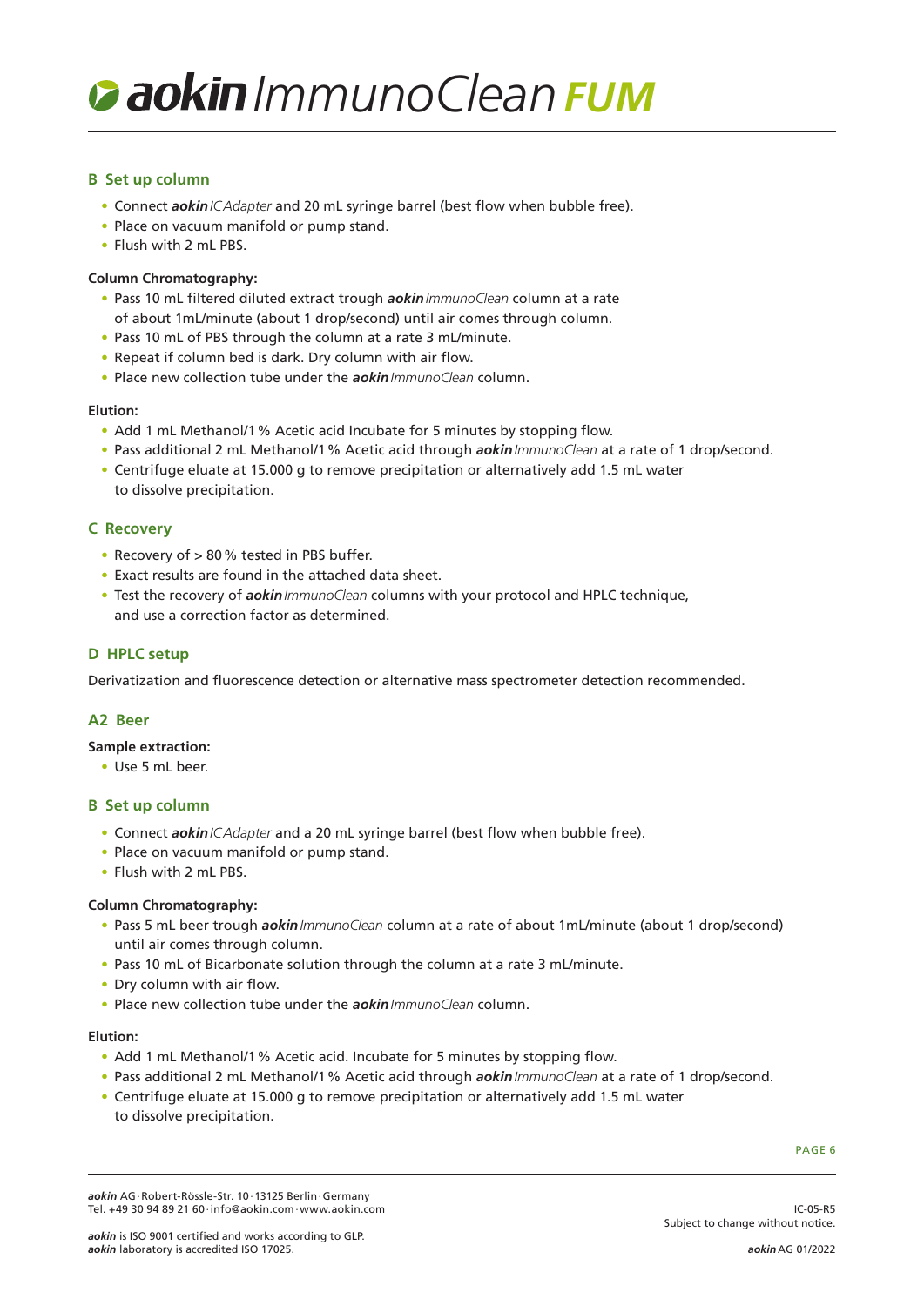### B Set up column

- Connect ***aokin*** *IC Adapter* and 20 mL syringe barrel (best flow when bubble free).
- Place on vacuum manifold or pump stand.
- Flush with 2 mL PBS.

**Column Chromatography:**

- Pass 10 mL filtered diluted extract trough ***aokin*** *ImmunoClean* column at a rate of about 1mL/minute (about 1 drop/second) until air comes through column.
- Pass 10 mL of PBS through the column at a rate 3 mL/minute.
- Repeat if column bed is dark. Dry column with air flow.
- Place new collection tube under the ***aokin*** *ImmunoClean* column.

**Elution:**

- Add 1 mL Methanol/1 % Acetic acid Incubate for 5 minutes by stopping flow.
- Pass additional 2 mL Methanol/1 % Acetic acid through ***aokin*** *ImmunoClean* at a rate of 1 drop/second.
- Centrifuge eluate at 15.000 g to remove precipitation or alternatively add 1.5 mL water to dissolve precipitation.

### C Recovery

- Recovery of > 80 % tested in PBS buffer.
- Exact results are found in the attached data sheet.
- Test the recovery of ***aokin*** *ImmunoClean* columns with your protocol and HPLC technique, and use a correction factor as determined.

### D HPLC setup

Derivatization and fluorescence detection or alternative mass spectrometer detection recommended.

### A2 Beer

**Sample extraction:**

- Use 5 mL beer.

### B Set up column

- Connect ***aokin*** *IC Adapter* and a 20 mL syringe barrel (best flow when bubble free).
- Place on vacuum manifold or pump stand.
- Flush with 2 mL PBS.

**Column Chromatography:**

- Pass 5 mL beer trough ***aokin*** *ImmunoClean* column at a rate of about 1mL/minute (about 1 drop/second) until air comes through column.
- Pass 10 mL of Bicarbonate solution through the column at a rate 3 mL/minute.
- Dry column with air flow.
- Place new collection tube under the ***aokin*** *ImmunoClean* column.

**Elution:**

- Add 1 mL Methanol/1 % Acetic acid. Incubate for 5 minutes by stopping flow.
- Pass additional 2 mL Methanol/1 % Acetic acid through ***aokin*** *ImmunoClean* at a rate of 1 drop/second.
- Centrifuge eluate at 15.000 g to remove precipitation or alternatively add 1.5 mL water to dissolve precipitation.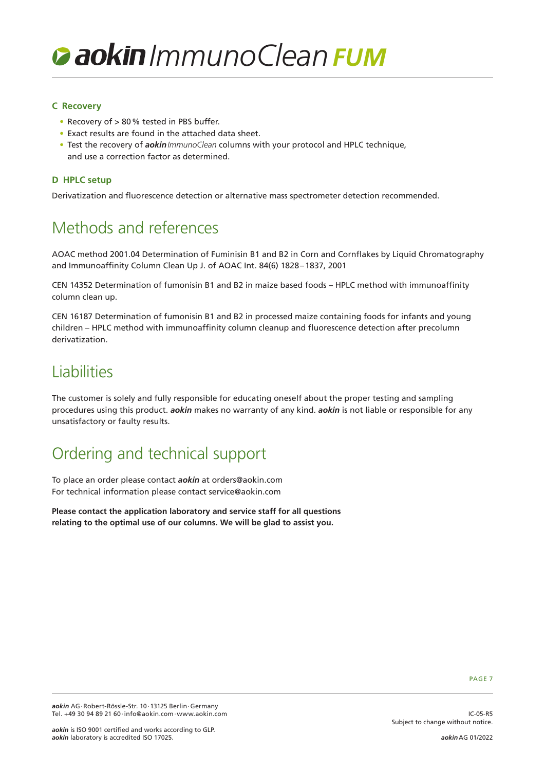### C Recovery

- Recovery of > 80 % tested in PBS buffer.
- Exact results are found in the attached data sheet.
- Test the recovery of ***aokin*** *ImmunoClean* columns with your protocol and HPLC technique, and use a correction factor as determined.

### D HPLC setup

Derivatization and fluorescence detection or alternative mass spectrometer detection recommended.

## Methods and references

AOAC method 2001.04 Determination of Fuminisin B1 and B2 in Corn and Cornflakes by Liquid Chromatography and Immunoaffinity Column Clean Up J. of AOAC Int. 84(6) 1828–1837, 2001

CEN 14352 Determination of fumonisin B1 and B2 in maize based foods – HPLC method with immunoaffinity column clean up.

CEN 16187 Determination of fumonisin B1 and B2 in processed maize containing foods for infants and young children – HPLC method with immunoaffinity column cleanup and fluorescence detection after precolumn derivatization.

## Liabilities

The customer is solely and fully responsible for educating oneself about the proper testing and sampling procedures using this product. ***aokin*** makes no warranty of any kind. ***aokin*** is not liable or responsible for any unsatisfactory or faulty results.

## Ordering and technical support

To place an order please contact ***aokin*** at orders@aokin.com
For technical information please contact service@aokin.com

**Please contact the application laboratory and service staff for all questions relating to the optimal use of our columns. We will be glad to assist you.**